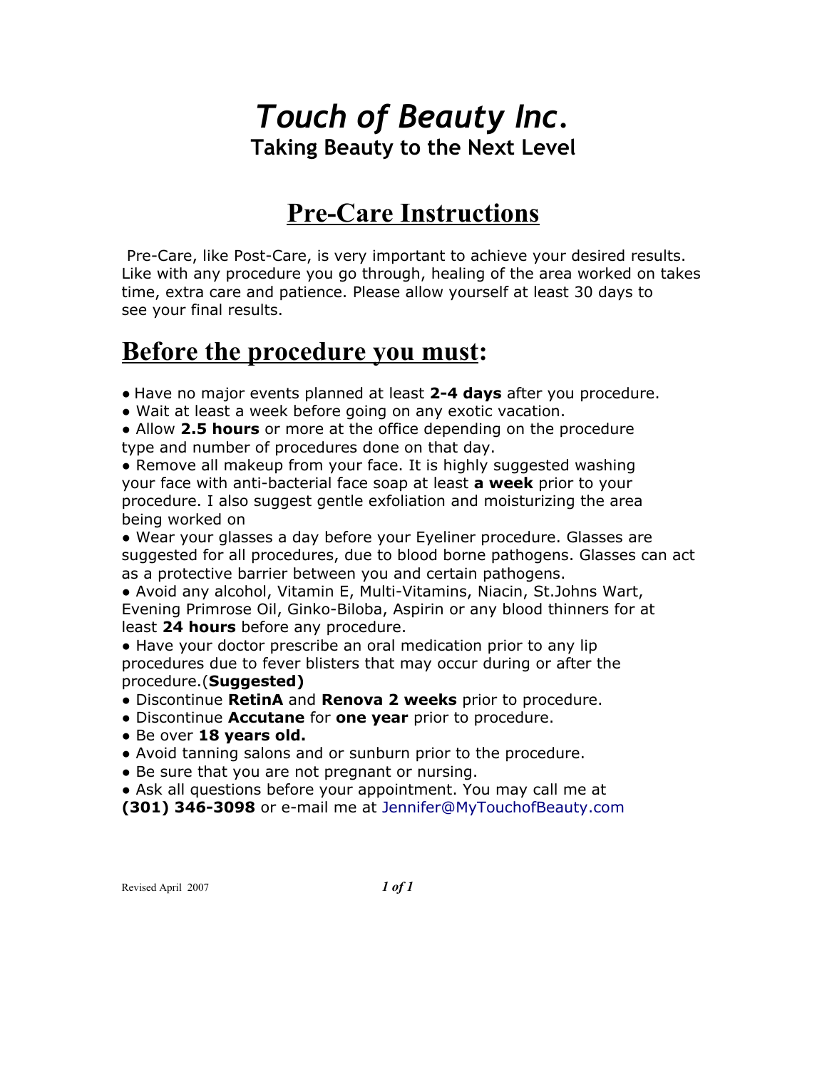# *Touch of Beauty Inc.*

**Taking Beauty to the Next Level**

## Pre-Care Instructions

Pre-Care, like Post-Care, is very important to achieve your desired results. Like with any procedure you go through, healing of the area worked on takes time, extra care and patience. Please allow yourself at least 30 days to see your final results.

## Before the procedure you must:

- Have no major events planned at least **2-4 days** after you procedure.
- Wait at least a week before going on any exotic vacation.
- Allow **2.5 hours** or more at the office depending on the procedure type and number of procedures done on that day.
- Remove all makeup from your face. It is highly suggested washing your face with anti-bacterial face soap at least **a week** prior to your procedure. I also suggest gentle exfoliation and moisturizing the area being worked on
- Wear your glasses a day before your Eyeliner procedure. Glasses are suggested for all procedures, due to blood borne pathogens. Glasses can act as a protective barrier between you and certain pathogens.
- Avoid any alcohol, Vitamin E, Multi-Vitamins, Niacin, St.Johns Wart, Evening Primrose Oil, Ginko-Biloba, Aspirin or any blood thinners for at least **24 hours** before any procedure.
- Have your doctor prescribe an oral medication prior to any lip procedures due to fever blisters that may occur during or after the procedure.(**Suggested)**
- Discontinue **RetinA** and **Renova 2 weeks** prior to procedure.
- Discontinue **Accutane** for **one year** prior to procedure.
- Be over **18 years old.**
- Avoid tanning salons and or sunburn prior to the procedure.
- Be sure that you are not pregnant or nursing.
- Ask all questions before your appointment. You may call me at **(301) 346-3098** or e-mail me at Jennifer@MyTouchofBeauty.com

Revised April 2007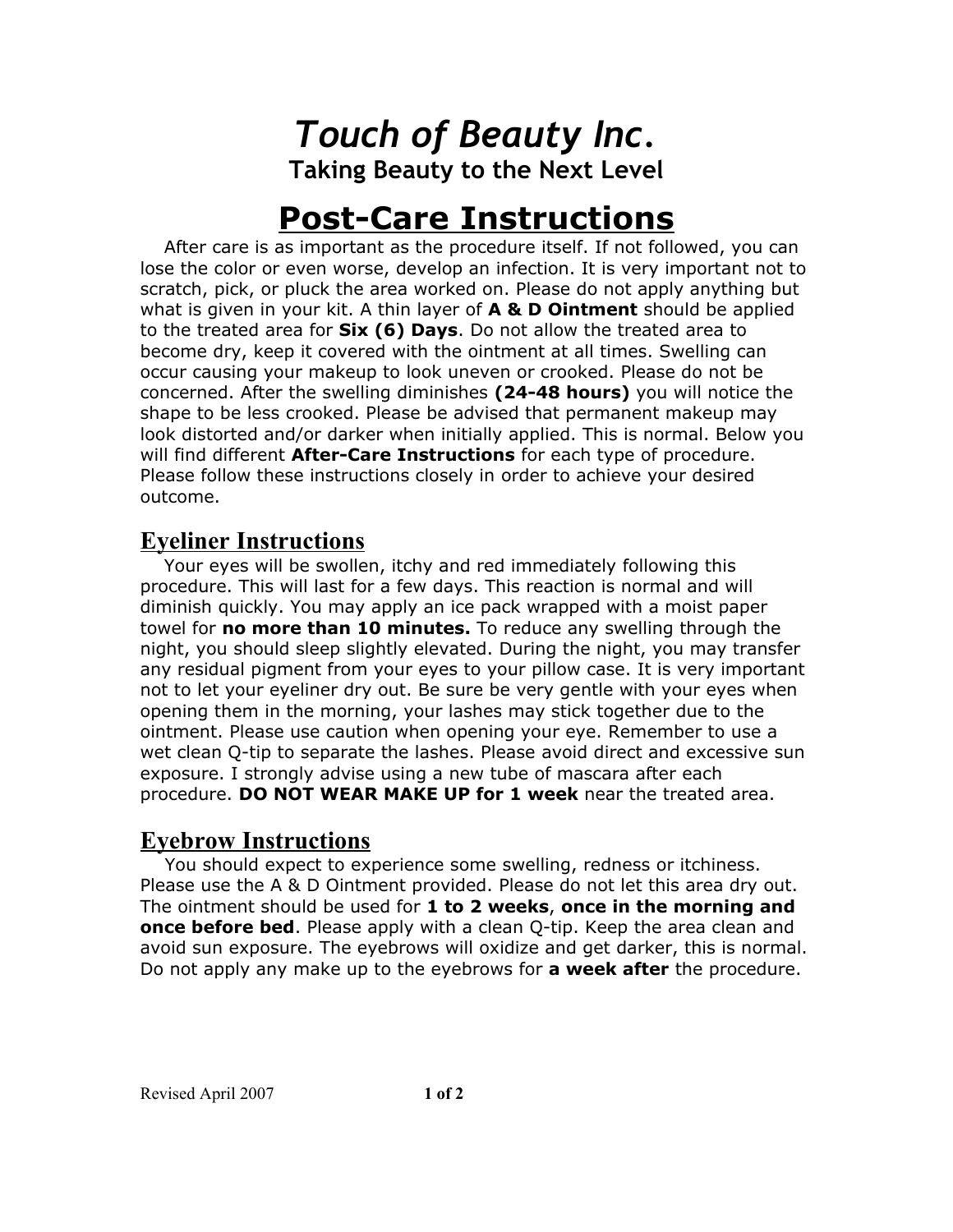# *Touch of Beauty Inc.*

**Taking Beauty to the Next Level**

# Post-Care Instructions

After care is as important as the procedure itself. If not followed, you can lose the color or even worse, develop an infection. It is very important not to scratch, pick, or pluck the area worked on. Please do not apply anything but what is given in your kit. A thin layer of **A & D Ointment** should be applied to the treated area for **Six (6) Days**. Do not allow the treated area to become dry, keep it covered with the ointment at all times. Swelling can occur causing your makeup to look uneven or crooked. Please do not be concerned. After the swelling diminishes **(24-48 hours)** you will notice the shape to be less crooked. Please be advised that permanent makeup may look distorted and/or darker when initially applied. This is normal. Below you will find different **After-Care Instructions** for each type of procedure. Please follow these instructions closely in order to achieve your desired outcome.

## Eyeliner Instructions

Your eyes will be swollen, itchy and red immediately following this procedure. This will last for a few days. This reaction is normal and will diminish quickly. You may apply an ice pack wrapped with a moist paper towel for **no more than 10 minutes.** To reduce any swelling through the night, you should sleep slightly elevated. During the night, you may transfer any residual pigment from your eyes to your pillow case. It is very important not to let your eyeliner dry out. Be sure be very gentle with your eyes when opening them in the morning, your lashes may stick together due to the ointment. Please use caution when opening your eye. Remember to use a wet clean Q-tip to separate the lashes. Please avoid direct and excessive sun exposure. I strongly advise using a new tube of mascara after each procedure. **DO NOT WEAR MAKE UP for 1 week** near the treated area.

## Eyebrow Instructions

You should expect to experience some swelling, redness or itchiness. Please use the A & D Ointment provided. Please do not let this area dry out. The ointment should be used for **1 to 2 weeks**, **once in the morning and once before bed**. Please apply with a clean Q-tip. Keep the area clean and avoid sun exposure. The eyebrows will oxidize and get darker, this is normal. Do not apply any make up to the eyebrows for **a week after** the procedure.

Revised April 2007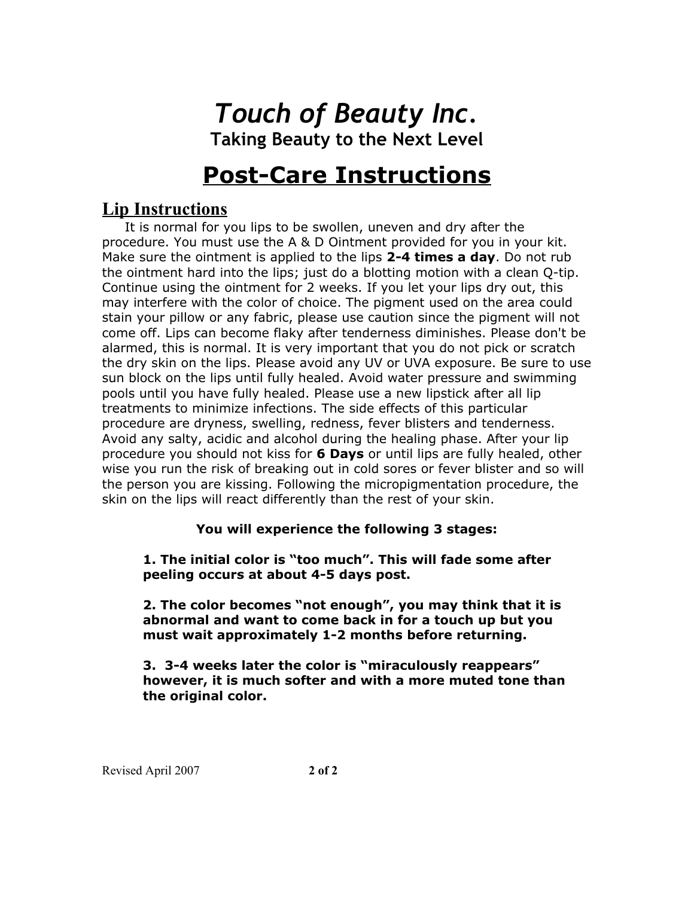# *Touch of Beauty Inc.*

### Taking Beauty to the Next Level

# Post-Care Instructions

## Lip Instructions

It is normal for you lips to be swollen, uneven and dry after the procedure. You must use the A & D Ointment provided for you in your kit. Make sure the ointment is applied to the lips **2-4 times a day**. Do not rub the ointment hard into the lips; just do a blotting motion with a clean Q-tip. Continue using the ointment for 2 weeks. If you let your lips dry out, this may interfere with the color of choice. The pigment used on the area could stain your pillow or any fabric, please use caution since the pigment will not come off. Lips can become flaky after tenderness diminishes. Please don't be alarmed, this is normal. It is very important that you do not pick or scratch the dry skin on the lips. Please avoid any UV or UVA exposure. Be sure to use sun block on the lips until fully healed. Avoid water pressure and swimming pools until you have fully healed. Please use a new lipstick after all lip treatments to minimize infections. The side effects of this particular procedure are dryness, swelling, redness, fever blisters and tenderness. Avoid any salty, acidic and alcohol during the healing phase. After your lip procedure you should not kiss for **6 Days** or until lips are fully healed, other wise you run the risk of breaking out in cold sores or fever blister and so will the person you are kissing. Following the micropigmentation procedure, the skin on the lips will react differently than the rest of your skin.

**You will experience the following 3 stages:**

**1. The initial color is "too much". This will fade some after peeling occurs at about 4-5 days post.**

**2. The color becomes "not enough", you may think that it is abnormal and want to come back in for a touch up but you must wait approximately 1-2 months before returning.**

**3. 3-4 weeks later the color is "miraculously reappears" however, it is much softer and with a more muted tone than the original color.**

Revised April 2007